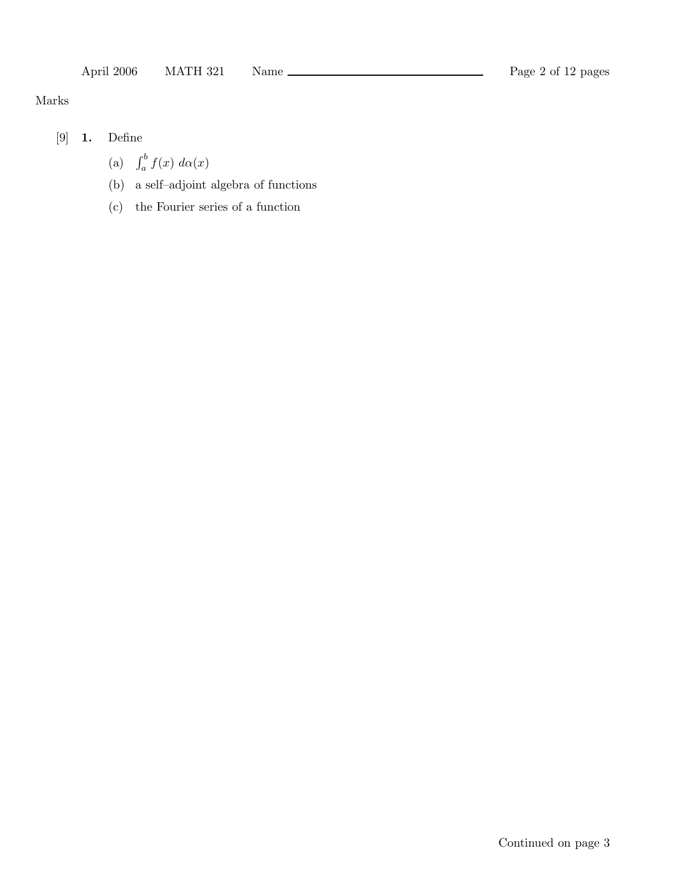Marks

[9] **1.** Define

(a) $\int_a^b f(x)\ d\alpha(x)$

(b) a self–adjoint algebra of functions

(c) the Fourier series of a function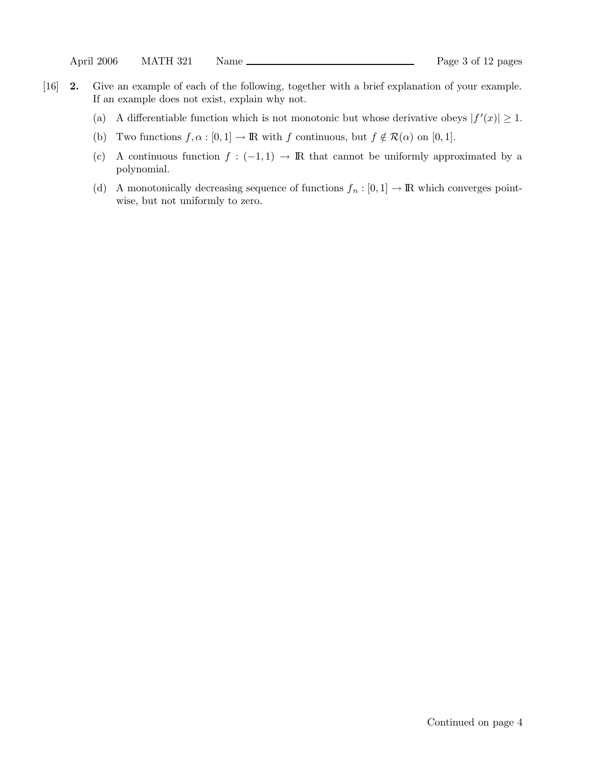[16] **2.** Give an example of each of the following, together with a brief explanation of your example. If an example does not exist, explain why not.

(a) A differentiable function which is not monotonic but whose derivative obeys $|f'(x)| \geq 1$.

(b) Two functions $f, \alpha : [0, 1] \to \mathbb{R}$ with $f$ continuous, but $f \notin \mathcal{R}(\alpha)$ on $[0, 1]$.

(c) A continuous function $f : (-1, 1) \to \mathbb{R}$ that cannot be uniformly approximated by a polynomial.

(d) A monotonically decreasing sequence of functions $f_n : [0, 1] \to \mathbb{R}$ which converges pointwise, but not uniformly to zero.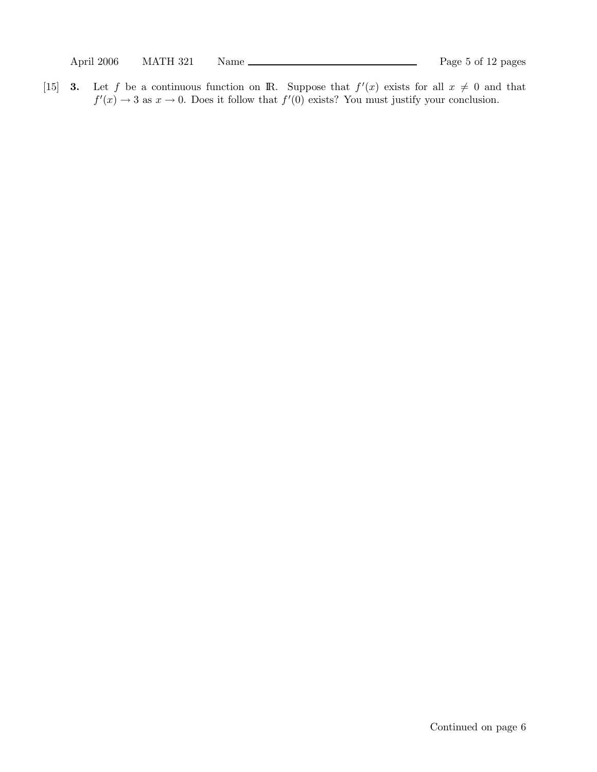[15] **3.** Let $f$ be a continuous function on $\mathbb{R}$. Suppose that $f'(x)$ exists for all $x \neq 0$ and that $f'(x) \to 3$ as $x \to 0$. Does it follow that $f'(0)$ exists? You must justify your conclusion.

Continued on page 6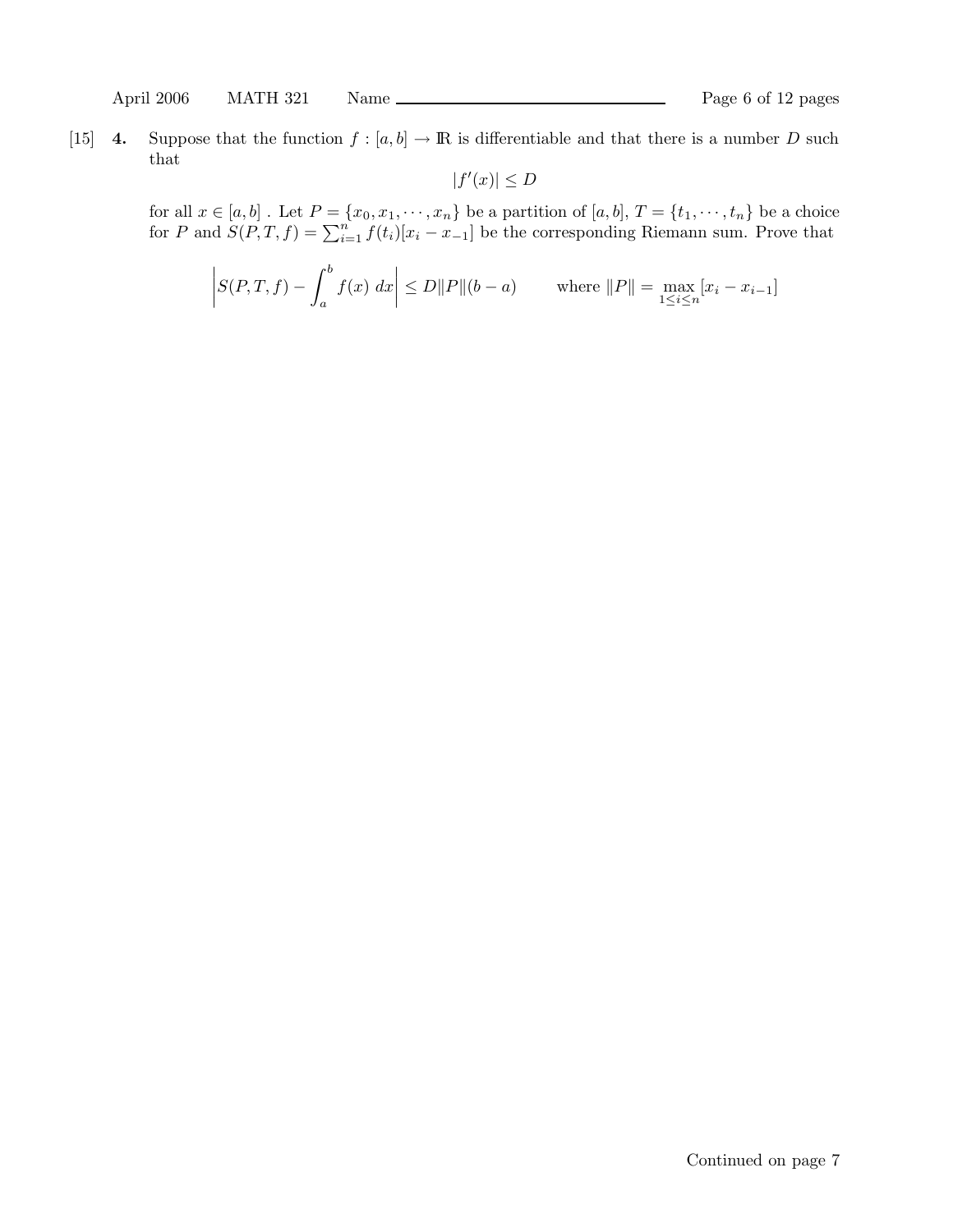[15] **4.** Suppose that the function $f : [a, b] \to \mathbb{R}$ is differentiable and that there is a number $D$ such that

$$|f'(x)| \le D$$

for all $x \in [a, b]$ . Let $P = \{x_0, x_1, \cdots, x_n\}$ be a partition of $[a, b]$, $T = \{t_1, \cdots, t_n\}$ be a choice for $P$ and $S(P, T, f) = \sum_{i=1}^{n} f(t_i)[x_i - x_{-1}]$ be the corresponding Riemann sum. Prove that

$$\left| S(P, T, f) - \int_a^b f(x)\ dx \right| \le D\|P\|(b - a) \qquad \text{where } \|P\| = \max_{1 \le i \le n} [x_i - x_{i-1}]$$

Continued on page 7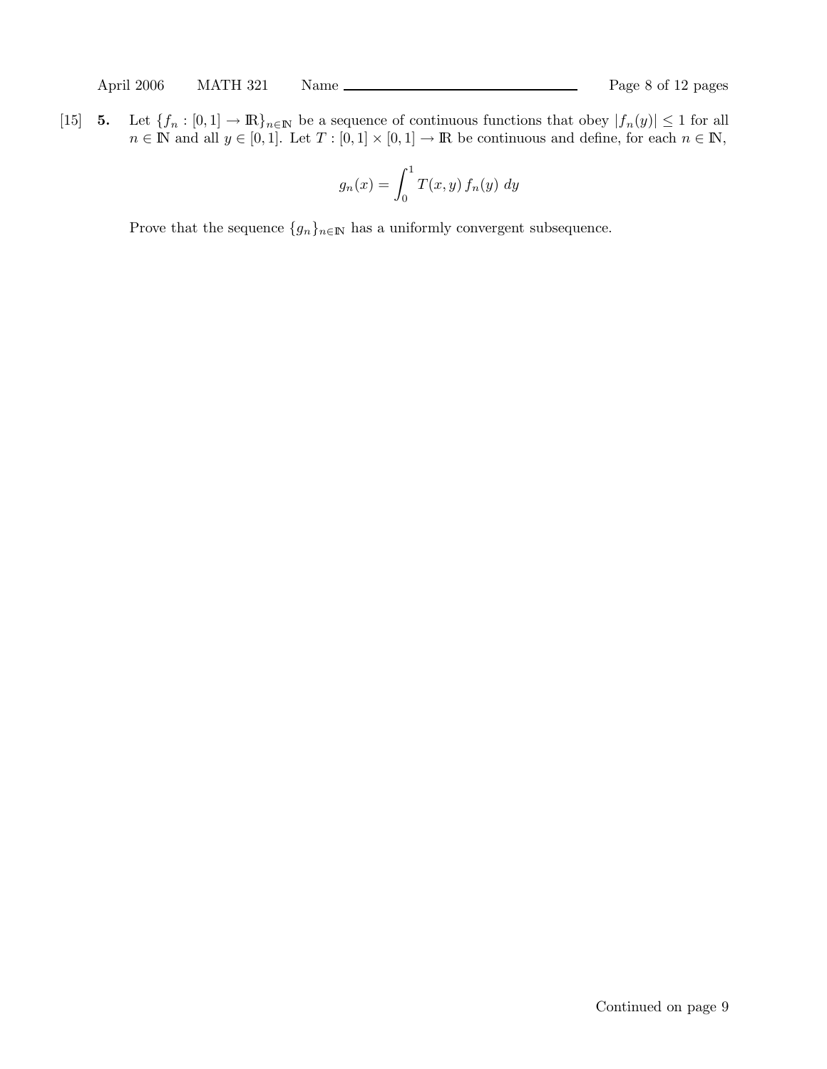[15] **5.** Let $\{f_n : [0,1] \to \mathbb{R}\}_{n\in\mathbb{N}}$ be a sequence of continuous functions that obey $|f_n(y)| \leq 1$ for all $n \in \mathbb{N}$ and all $y \in [0,1]$. Let $T : [0,1] \times [0,1] \to \mathbb{R}$ be continuous and define, for each $n \in \mathbb{N}$,

$$g_n(x) = \int_0^1 T(x,y)\, f_n(y)\ dy$$

Prove that the sequence $\{g_n\}_{n\in\mathbb{N}}$ has a uniformly convergent subsequence.

Continued on page 9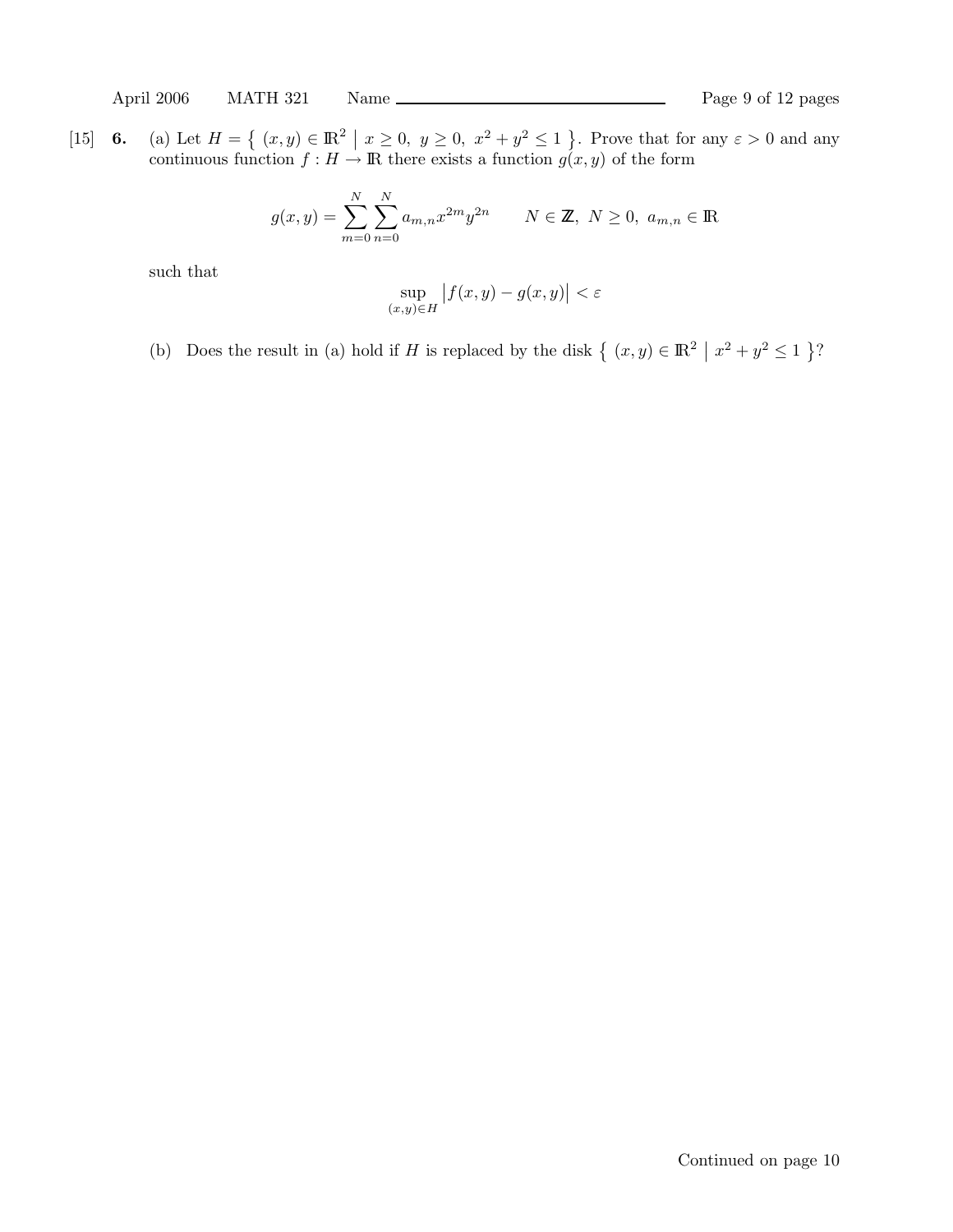[15] **6.** (a) Let $H = \{ (x,y) \in \mathbb{R}^2 \mid x \geq 0,\ y \geq 0,\ x^2 + y^2 \leq 1 \}$. Prove that for any $\varepsilon > 0$ and any continuous function $f : H \to \mathbb{R}$ there exists a function $g(x,y)$ of the form

$$g(x,y) = \sum_{m=0}^{N} \sum_{n=0}^{N} a_{m,n} x^{2m} y^{2n} \qquad N \in \mathbb{Z},\ N \geq 0,\ a_{m,n} \in \mathbb{R}$$

such that

$$\sup_{(x,y) \in H} \big| f(x,y) - g(x,y) \big| < \varepsilon$$

(b) Does the result in (a) hold if $H$ is replaced by the disk $\{ (x,y) \in \mathbb{R}^2 \mid x^2 + y^2 \leq 1 \}$?

Continued on page 10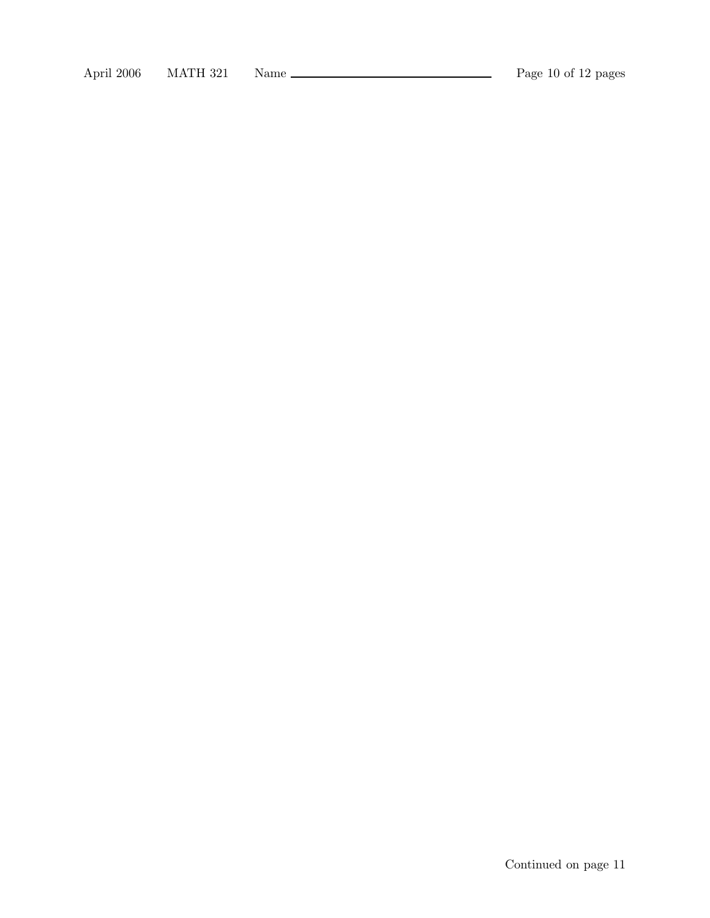Continued on page 11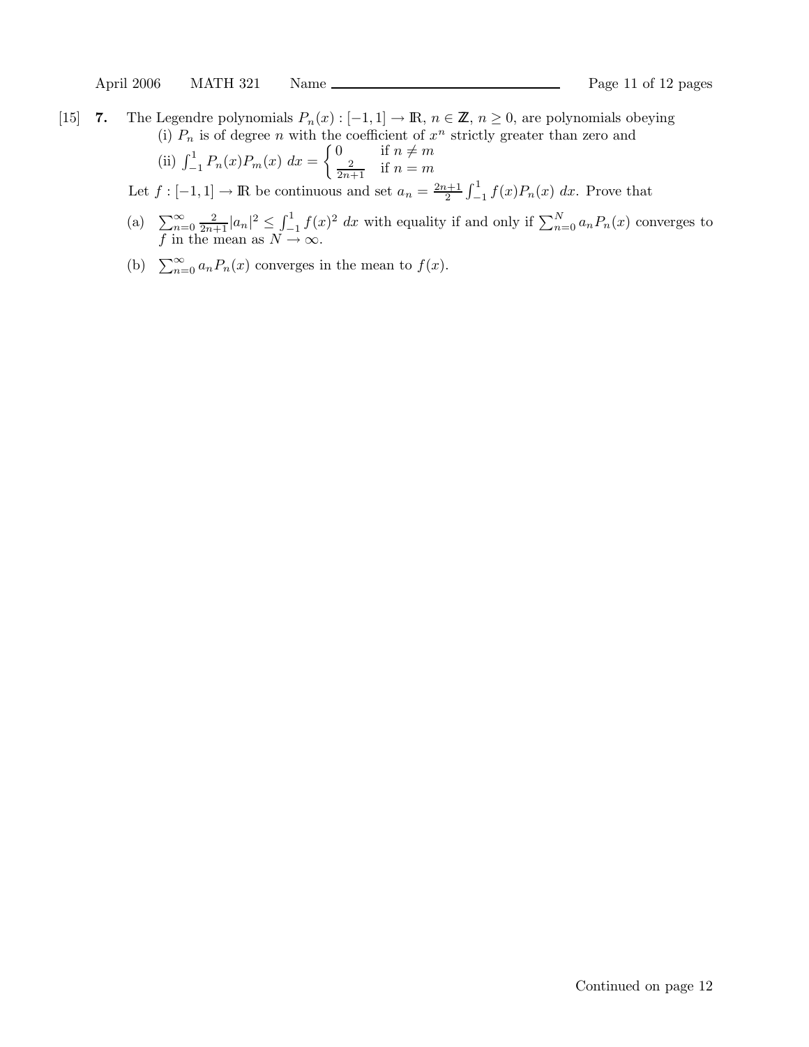[15] **7.** The Legendre polynomials $P_n(x) : [-1, 1] \to \mathbb{R}$, $n \in \mathbb{Z}$, $n \geq 0$, are polynomials obeying

(i) $P_n$ is of degree $n$ with the coefficient of $x^n$ strictly greater than zero and

(ii) $\int_{-1}^{1} P_n(x) P_m(x) \, dx = \begin{cases} 0 & \text{if } n \neq m \\ \frac{2}{2n+1} & \text{if } n = m \end{cases}$

Let $f : [-1, 1] \to \mathbb{R}$ be continuous and set $a_n = \frac{2n+1}{2} \int_{-1}^{1} f(x) P_n(x) \, dx$. Prove that

(a) $\sum_{n=0}^{\infty} \frac{2}{2n+1} |a_n|^2 \leq \int_{-1}^{1} f(x)^2 \, dx$ with equality if and only if $\sum_{n=0}^{N} a_n P_n(x)$ converges to $f$ in the mean as $N \to \infty$.

(b) $\sum_{n=0}^{\infty} a_n P_n(x)$ converges in the mean to $f(x)$.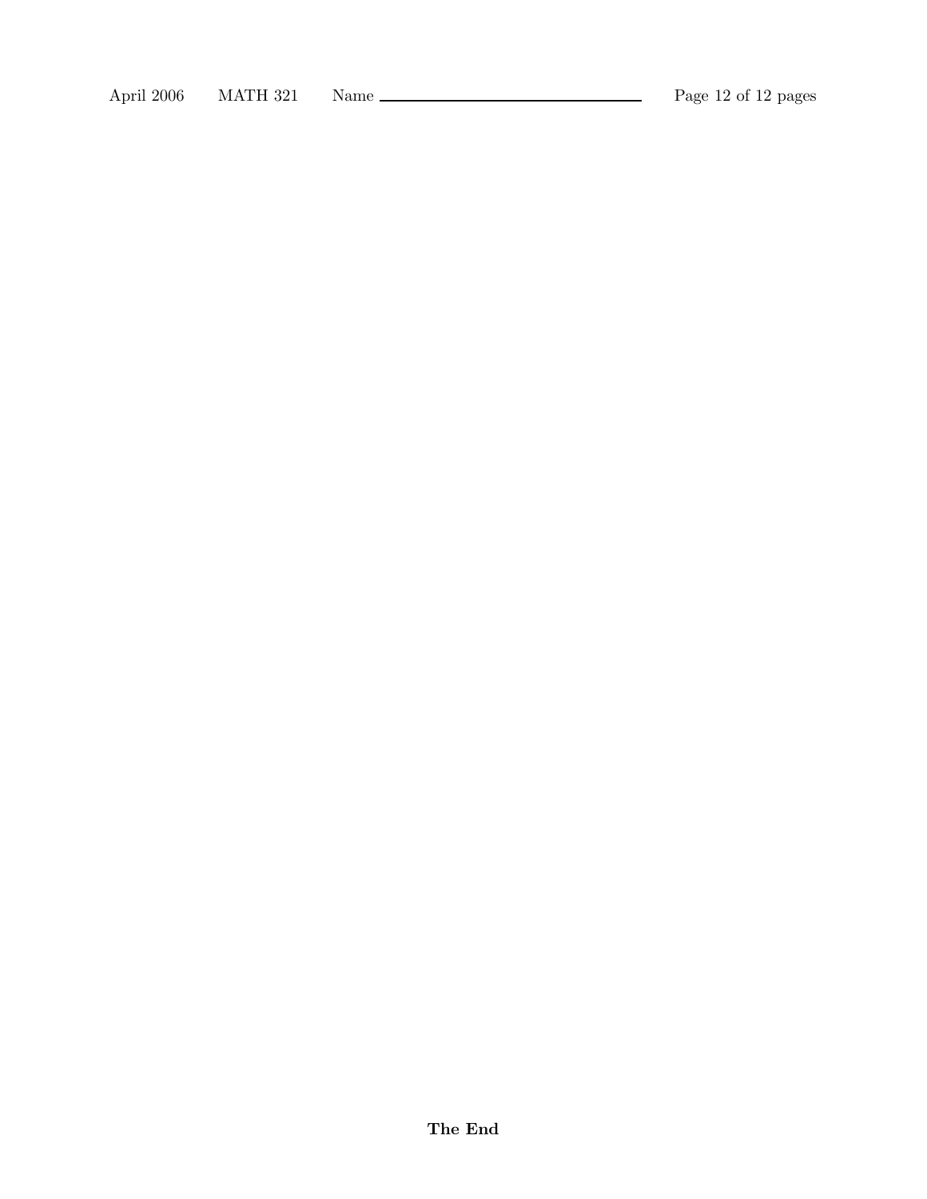**The End**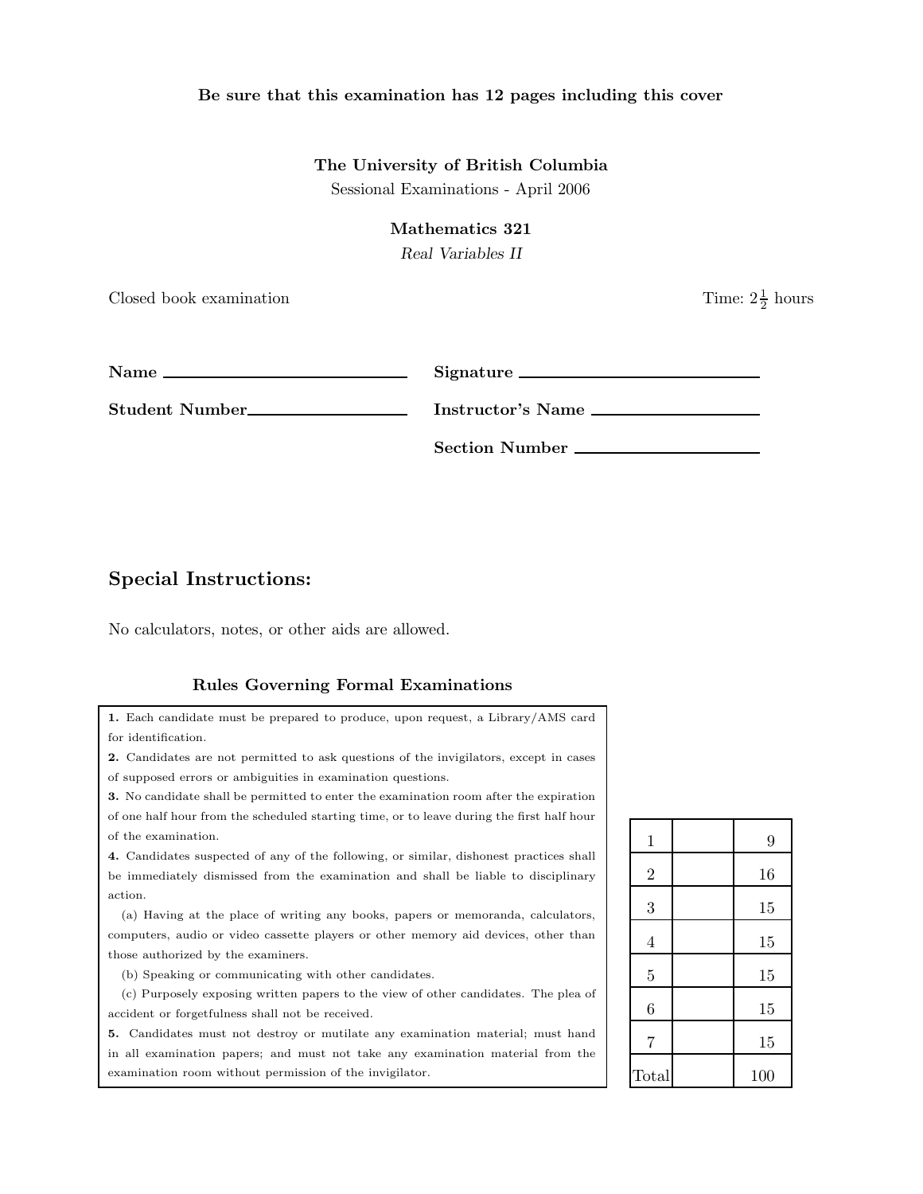**Be sure that this examination has 12 pages including this cover**

**The University of British Columbia**

Sessional Examinations - April 2006

**Mathematics 321**

*Real Variables II*

Closed book examination

Time: $2\frac{1}{2}$ hours

**Name** \_\_\_\_\_\_\_\_\_\_\_\_\_\_\_\_\_\_\_\_

**Signature** \_\_\_\_\_\_\_\_\_\_\_\_\_\_\_\_\_\_\_\_

**Student Number** \_\_\_\_\_\_\_\_\_\_\_\_\_\_\_\_\_\_\_\_

**Instructor's Name** \_\_\_\_\_\_\_\_\_\_\_\_\_\_\_\_\_\_\_\_

**Section Number** \_\_\_\_\_\_\_\_\_\_\_\_\_\_\_\_\_\_\_\_

## Special Instructions:

No calculators, notes, or other aids are allowed.

### Rules Governing Formal Examinations

**1.** Each candidate must be prepared to produce, upon request, a Library/AMS card for identification.

**2.** Candidates are not permitted to ask questions of the invigilators, except in cases of supposed errors or ambiguities in examination questions.

**3.** No candidate shall be permitted to enter the examination room after the expiration of one half hour from the scheduled starting time, or to leave during the first half hour of the examination.

**4.** Candidates suspected of any of the following, or similar, dishonest practices shall be immediately dismissed from the examination and shall be liable to disciplinary action.

(a) Having at the place of writing any books, papers or memoranda, calculators, computers, audio or video cassette players or other memory aid devices, other than those authorized by the examiners.

(b) Speaking or communicating with other candidates.

(c) Purposely exposing written papers to the view of other candidates. The plea of accident or forgetfulness shall not be received.

**5.** Candidates must not destroy or mutilate any examination material; must hand in all examination papers; and must not take any examination material from the examination room without permission of the invigilator.

| | | |
|---|---|---|
| 1 | | 9 |
| 2 | | 16 |
| 3 | | 15 |
| 4 | | 15 |
| 5 | | 15 |
| 6 | | 15 |
| 7 | | 15 |
| Total | | 100 |